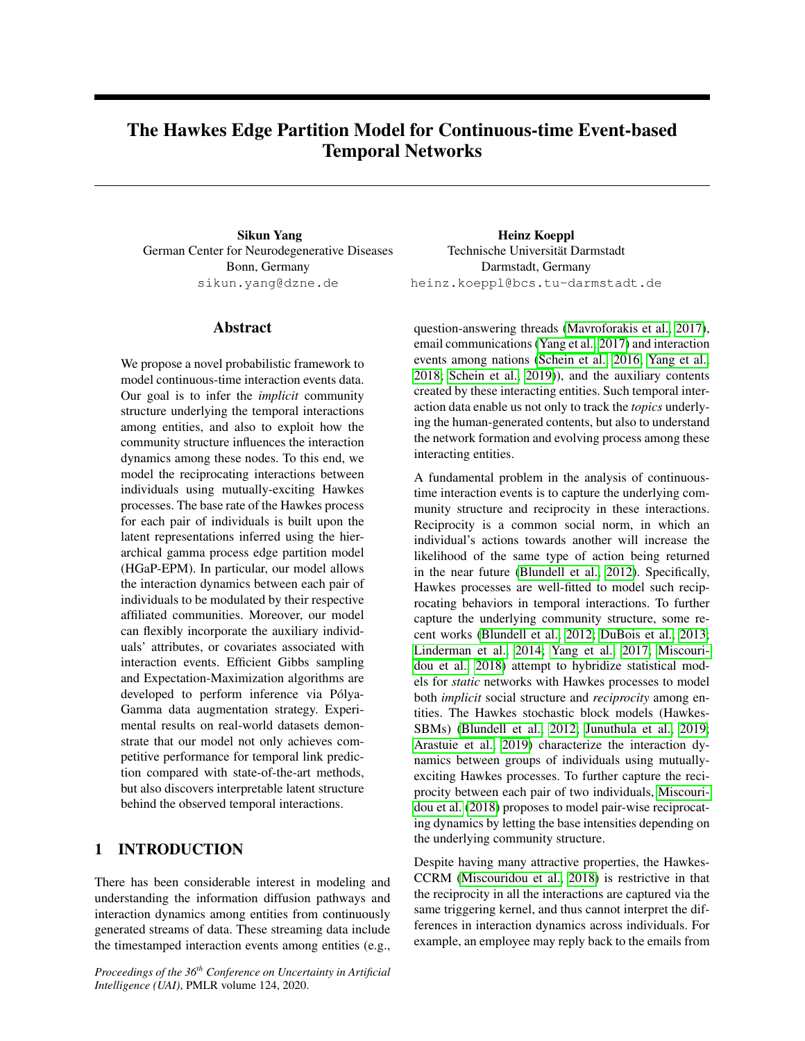# The Hawkes Edge Partition Model for Continuous-time Event-based Temporal Networks

**Sikun Yang**
German Center for Neurodegenerative Diseases
Bonn, Germany
sikun.yang@dzne.de

**Heinz Koeppl**
Technische Universität Darmstadt
Darmstadt, Germany
heinz.koeppl@bcs.tu-darmstadt.de

## Abstract

We propose a novel probabilistic framework to model continuous-time interaction events data. Our goal is to infer the *implicit* community structure underlying the temporal interactions among entities, and also to exploit how the community structure influences the interaction dynamics among these nodes. To this end, we model the reciprocating interactions between individuals using mutually-exciting Hawkes processes. The base rate of the Hawkes process for each pair of individuals is built upon the latent representations inferred using the hierarchical gamma process edge partition model (HGaP-EPM). In particular, our model allows the interaction dynamics between each pair of individuals to be modulated by their respective affiliated communities. Moreover, our model can flexibly incorporate the auxiliary individuals' attributes, or covariates associated with interaction events. Efficient Gibbs sampling and Expectation-Maximization algorithms are developed to perform inference via Pólya-Gamma data augmentation strategy. Experimental results on real-world datasets demonstrate that our model not only achieves competitive performance for temporal link prediction compared with state-of-the-art methods, but also discovers interpretable latent structure behind the observed temporal interactions.

## 1 INTRODUCTION

There has been considerable interest in modeling and understanding the information diffusion pathways and interaction dynamics among entities from continuously generated streams of data. These streaming data include the timestamped interaction events among entities (e.g., question-answering threads (Mavroforakis et al., 2017), email communications (Yang et al., 2017) and interaction events among nations (Schein et al., 2016; Yang et al., 2018; Schein et al., 2019)), and the auxiliary contents created by these interacting entities. Such temporal interaction data enable us not only to track the *topics* underlying the human-generated contents, but also to understand the network formation and evolving process among these interacting entities.

A fundamental problem in the analysis of continuous-time interaction events is to capture the underlying community structure and reciprocity in these interactions. Reciprocity is a common social norm, in which an individual's actions towards another will increase the likelihood of the same type of action being returned in the near future (Blundell et al., 2012). Specifically, Hawkes processes are well-fitted to model such reciprocating behaviors in temporal interactions. To further capture the underlying community structure, some recent works (Blundell et al., 2012; DuBois et al., 2013; Linderman et al., 2014; Yang et al., 2017; Miscouridou et al., 2018) attempt to hybridize statistical models for *static* networks with Hawkes processes to model both *implicit* social structure and *reciprocity* among entities. The Hawkes stochastic block models (Hawkes-SBMs) (Blundell et al., 2012; Junuthula et al., 2019; Arastuie et al., 2019) characterize the interaction dynamics between groups of individuals using mutually-exciting Hawkes processes. To further capture the reciprocity between each pair of two individuals, Miscouridou et al. (2018) proposes to model pair-wise reciprocating dynamics by letting the base intensities depending on the underlying community structure.

Despite having many attractive properties, the Hawkes-CCRM (Miscouridou et al., 2018) is restrictive in that the reciprocity in all the interactions are captured via the same triggering kernel, and thus cannot interpret the differences in interaction dynamics across individuals. For example, an employee may reply back to the emails from

*Proceedings of the 36th Conference on Uncertainty in Artificial Intelligence (UAI)*, PMLR volume 124, 2020.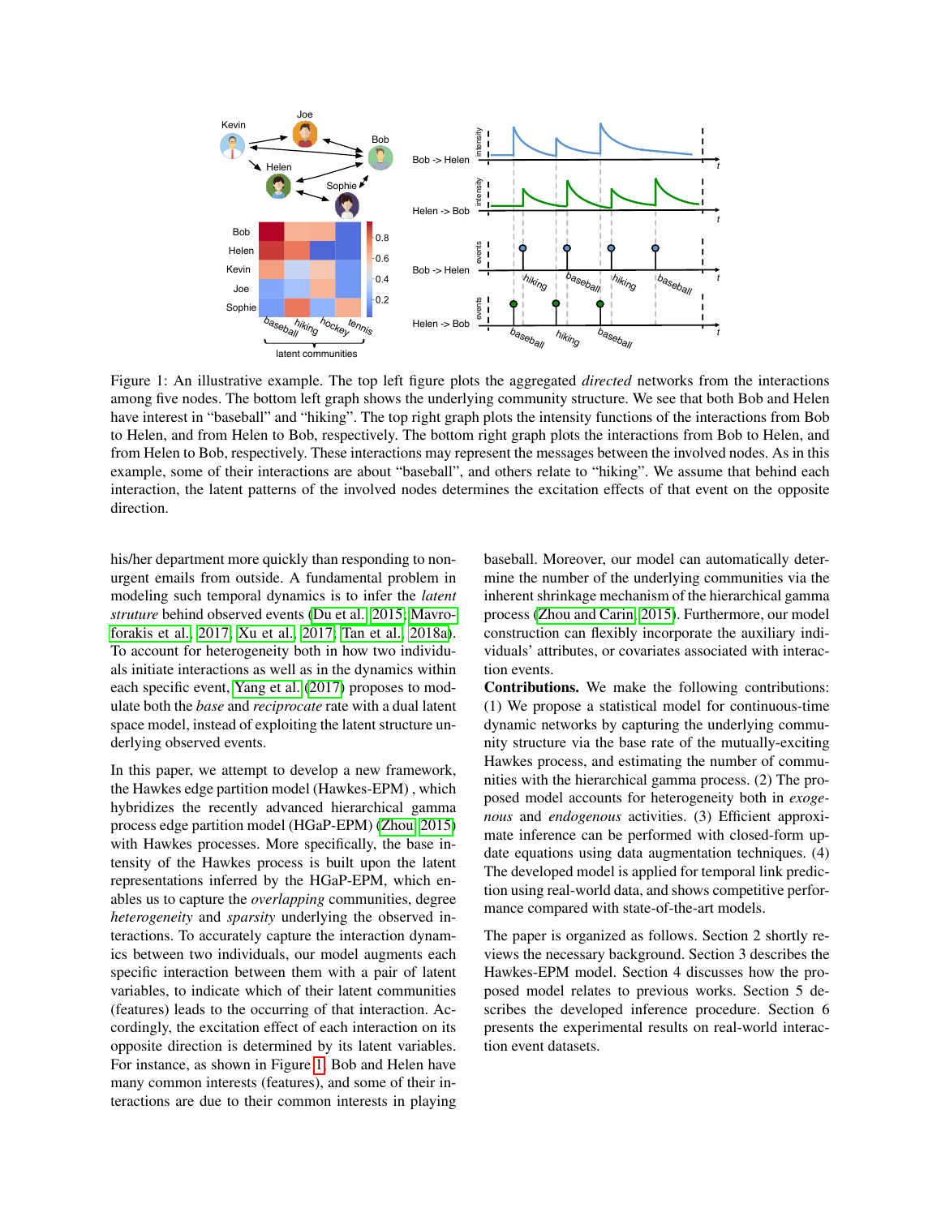Figure 1: An illustrative example. The top left figure plots the aggregated *directed* networks from the interactions among five nodes. The bottom left graph shows the underlying community structure. We see that both Bob and Helen have interest in "baseball" and "hiking". The top right graph plots the intensity functions of the interactions from Bob to Helen, and from Helen to Bob, respectively. The bottom right graph plots the interactions from Bob to Helen, and from Helen to Bob, respectively. These interactions may represent the messages between the involved nodes. As in this example, some of their interactions are about "baseball", and others relate to "hiking". We assume that behind each interaction, the latent patterns of the involved nodes determines the excitation effects of that event on the opposite direction.

his/her department more quickly than responding to non-urgent emails from outside. A fundamental problem in modeling such temporal dynamics is to infer the *latent struture* behind observed events (Du et al., 2015; Mavroforakis et al., 2017; Xu et al., 2017; Tan et al., 2018a). To account for heterogeneity both in how two individuals initiate interactions as well as in the dynamics within each specific event, Yang et al. (2017) proposes to modulate both the *base* and *reciprocate* rate with a dual latent space model, instead of exploiting the latent structure underlying observed events.

In this paper, we attempt to develop a new framework, the Hawkes edge partition model (Hawkes-EPM) , which hybridizes the recently advanced hierarchical gamma process edge partition model (HGaP-EPM) (Zhou, 2015) with Hawkes processes. More specifically, the base intensity of the Hawkes process is built upon the latent representations inferred by the HGaP-EPM, which enables us to capture the *overlapping* communities, degree *heterogeneity* and *sparsity* underlying the observed interactions. To accurately capture the interaction dynamics between two individuals, our model augments each specific interaction between them with a pair of latent variables, to indicate which of their latent communities (features) leads to the occurring of that interaction. Accordingly, the excitation effect of each interaction on its opposite direction is determined by its latent variables. For instance, as shown in Figure 1, Bob and Helen have many common interests (features), and some of their interactions are due to their common interests in playing baseball. Moreover, our model can automatically determine the number of the underlying communities via the inherent shrinkage mechanism of the hierarchical gamma process (Zhou and Carin, 2015). Furthermore, our model construction can flexibly incorporate the auxiliary individuals' attributes, or covariates associated with interaction events.

**Contributions.** We make the following contributions: (1) We propose a statistical model for continuous-time dynamic networks by capturing the underlying community structure via the base rate of the mutually-exciting Hawkes process, and estimating the number of communities with the hierarchical gamma process. (2) The proposed model accounts for heterogeneity both in *exogenous* and *endogenous* activities. (3) Efficient approximate inference can be performed with closed-form update equations using data augmentation techniques. (4) The developed model is applied for temporal link prediction using real-world data, and shows competitive performance compared with state-of-the-art models.

The paper is organized as follows. Section 2 shortly reviews the necessary background. Section 3 describes the Hawkes-EPM model. Section 4 discusses how the proposed model relates to previous works. Section 5 describes the developed inference procedure. Section 6 presents the experimental results on real-world interaction event datasets.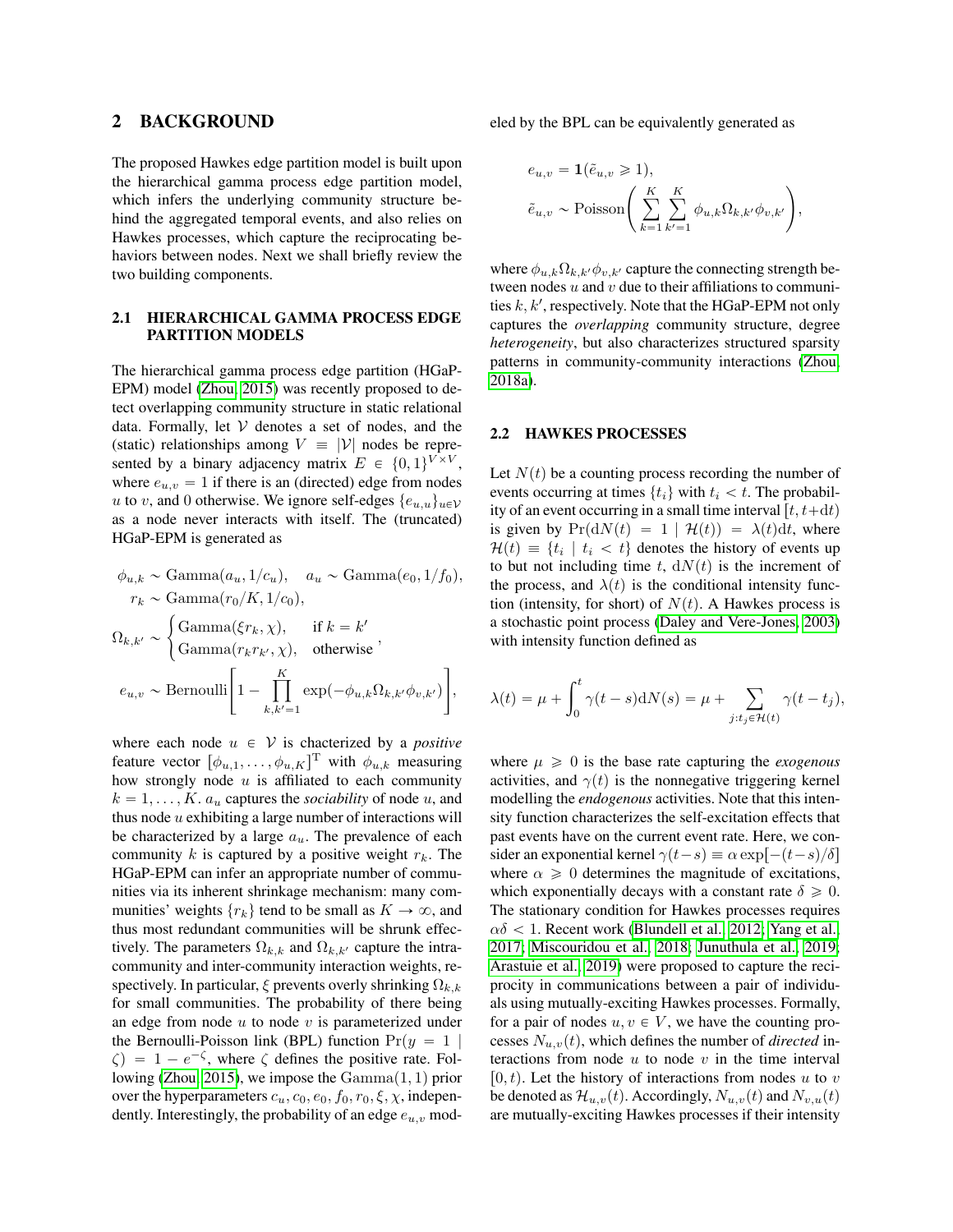## 2 BACKGROUND

The proposed Hawkes edge partition model is built upon the hierarchical gamma process edge partition model, which infers the underlying community structure behind the aggregated temporal events, and also relies on Hawkes processes, which capture the reciprocating behaviors between nodes. Next we shall briefly review the two building components.

### 2.1 HIERARCHICAL GAMMA PROCESS EDGE PARTITION MODELS

The hierarchical gamma process edge partition (HGaP-EPM) model (Zhou, 2015) was recently proposed to detect overlapping community structure in static relational data. Formally, let $\mathcal{V}$ denotes a set of nodes, and the (static) relationships among $V \equiv |\mathcal{V}|$ nodes be represented by a binary adjacency matrix $E \in \{0,1\}^{V\times V}$, where $e_{u,v} = 1$ if there is an (directed) edge from nodes $u$ to $v$, and 0 otherwise. We ignore self-edges $\{e_{u,u}\}_{u\in\mathcal{V}}$ as a node never interacts with itself. The (truncated) HGaP-EPM is generated as

$$
\begin{aligned}
&\phi_{u,k} \sim \mathrm{Gamma}(a_u, 1/c_u), \quad a_u \sim \mathrm{Gamma}(e_0, 1/f_0),\\
&r_k \sim \mathrm{Gamma}(r_0/K, 1/c_0),\\
&\Omega_{k,k'} \sim \begin{cases} \mathrm{Gamma}(\xi r_k, \chi), & \text{if } k = k' \\ \mathrm{Gamma}(r_k r_{k'}, \chi), & \text{otherwise} \end{cases},\\
&e_{u,v} \sim \mathrm{Bernoulli}\Bigg[1 - \prod_{k,k'=1}^{K} \exp(-\phi_{u,k}\Omega_{k,k'}\phi_{v,k'})\Bigg],
\end{aligned}
$$

where each node $u \in \mathcal{V}$ is chacterized by a *positive* feature vector $[\phi_{u,1}, \ldots, \phi_{u,K}]^{\mathrm{T}}$ with $\phi_{u,k}$ measuring how strongly node $u$ is affiliated to each community $k = 1, \ldots, K$. $a_u$ captures the *sociability* of node $u$, and thus node $u$ exhibiting a large number of interactions will be characterized by a large $a_u$. The prevalence of each community $k$ is captured by a positive weight $r_k$. The HGaP-EPM can infer an appropriate number of communities via its inherent shrinkage mechanism: many communities' weights $\{r_k\}$ tend to be small as $K \to \infty$, and thus most redundant communities will be shrunk effectively. The parameters $\Omega_{k,k}$ and $\Omega_{k,k'}$ capture the intra-community and inter-community interaction weights, respectively. In particular, $\xi$ prevents overly shrinking $\Omega_{k,k}$ for small communities. The probability of there being an edge from node $u$ to node $v$ is parameterized under the Bernoulli-Poisson link (BPL) function $\Pr(y = 1 \mid \zeta) = 1 - e^{-\zeta}$, where $\zeta$ defines the positive rate. Following (Zhou, 2015), we impose the $\mathrm{Gamma}(1,1)$ prior over the hyperparameters $c_u, c_0, e_0, f_0, r_0, \xi, \chi$, independently. Interestingly, the probability of an edge $e_{u,v}$ modeled by the BPL can be equivalently generated as

$$
\begin{aligned}
&e_{u,v} = \mathbf{1}(\tilde{e}_{u,v} \geqslant 1),\\
&\tilde{e}_{u,v} \sim \mathrm{Poisson}\Bigg(\sum_{k=1}^{K}\sum_{k'=1}^{K} \phi_{u,k}\Omega_{k,k'}\phi_{v,k'}\Bigg),
\end{aligned}
$$

where $\phi_{u,k}\Omega_{k,k'}\phi_{v,k'}$ capture the connecting strength between nodes $u$ and $v$ due to their affiliations to communities $k, k'$, respectively. Note that the HGaP-EPM not only captures the *overlapping* community structure, degree *heterogeneity*, but also characterizes structured sparsity patterns in community-community interactions (Zhou, 2018a).

### 2.2 HAWKES PROCESSES

Let $N(t)$ be a counting process recording the number of events occurring at times $\{t_i\}$ with $t_i < t$. The probability of an event occurring in a small time interval $[t, t+\mathrm{d}t)$ is given by $\Pr(\mathrm{d}N(t) = 1 \mid \mathcal{H}(t)) = \lambda(t)\mathrm{d}t$, where $\mathcal{H}(t) \equiv \{t_i \mid t_i < t\}$ denotes the history of events up to but not including time $t$, $\mathrm{d}N(t)$ is the increment of the process, and $\lambda(t)$ is the conditional intensity function (intensity, for short) of $N(t)$. A Hawkes process is a stochastic point process (Daley and Vere-Jones, 2003) with intensity function defined as

$$
\lambda(t) = \mu + \int_0^t \gamma(t-s)\mathrm{d}N(s) = \mu + \sum_{j:t_j\in\mathcal{H}(t)} \gamma(t - t_j),
$$

where $\mu \geqslant 0$ is the base rate capturing the *exogenous* activities, and $\gamma(t)$ is the nonnegative triggering kernel modelling the *endogenous* activities. Note that this intensity function characterizes the self-excitation effects that past events have on the current event rate. Here, we consider an exponential kernel $\gamma(t-s) \equiv \alpha\exp[-(t-s)/\delta]$ where $\alpha \geqslant 0$ determines the magnitude of excitations, which exponentially decays with a constant rate $\delta \geqslant 0$. The stationary condition for Hawkes processes requires $\alpha\delta < 1$. Recent work (Blundell et al., 2012; Yang et al., 2017; Miscouridou et al., 2018; Junuthula et al., 2019; Arastuie et al., 2019) were proposed to capture the reciprocity in communications between a pair of individuals using mutually-exciting Hawkes processes. Formally, for a pair of nodes $u, v \in V$, we have the counting processes $N_{u,v}(t)$, which defines the number of *directed* interactions from node $u$ to node $v$ in the time interval $[0, t)$. Let the history of interactions from nodes $u$ to $v$ be denoted as $\mathcal{H}_{u,v}(t)$. Accordingly, $N_{u,v}(t)$ and $N_{v,u}(t)$ are mutually-exciting Hawkes processes if their intensity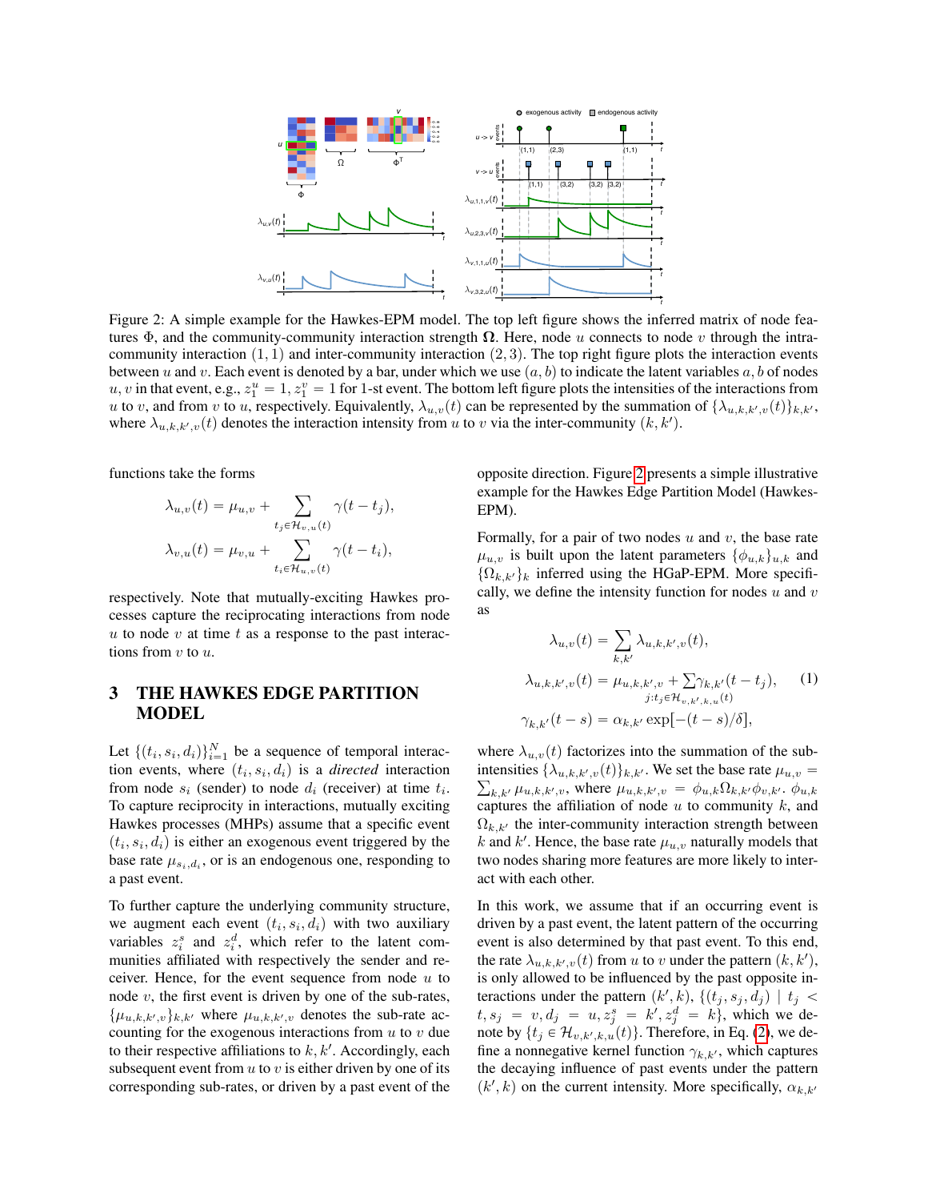Figure 2: A simple example for the Hawkes-EPM model. The top left figure shows the inferred matrix of node features $\Phi$, and the community-community interaction strength $\mathbf{\Omega}$. Here, node $u$ connects to node $v$ through the intra-community interaction $(1, 1)$ and inter-community interaction $(2, 3)$. The top right figure plots the interaction events between $u$ and $v$. Each event is denoted by a bar, under which we use $(a, b)$ to indicate the latent variables $a, b$ of nodes $u, v$ in that event, e.g., $z_1^u = 1, z_1^v = 1$ for 1-st event. The bottom left figure plots the intensities of the interactions from $u$ to $v$, and from $v$ to $u$, respectively. Equivalently, $\lambda_{u,v}(t)$ can be represented by the summation of $\{\lambda_{u,k,k',v}(t)\}_{k,k'}$, where $\lambda_{u,k,k',v}(t)$ denotes the interaction intensity from $u$ to $v$ via the inter-community $(k, k')$.

functions take the forms

$$\lambda_{u,v}(t) = \mu_{u,v} + \sum_{t_j \in \mathcal{H}_{v,u}(t)} \gamma(t - t_j),$$
$$\lambda_{v,u}(t) = \mu_{v,u} + \sum_{t_i \in \mathcal{H}_{u,v}(t)} \gamma(t - t_i),$$

respectively. Note that mutually-exciting Hawkes processes capture the reciprocating interactions from node $u$ to node $v$ at time $t$ as a response to the past interactions from $v$ to $u$.

## 3 THE HAWKES EDGE PARTITION MODEL

Let $\{(t_i, s_i, d_i)\}_{i=1}^N$ be a sequence of temporal interaction events, where $(t_i, s_i, d_i)$ is a *directed* interaction from node $s_i$ (sender) to node $d_i$ (receiver) at time $t_i$. To capture reciprocity in interactions, mutually exciting Hawkes processes (MHPs) assume that a specific event $(t_i, s_i, d_i)$ is either an exogenous event triggered by the base rate $\mu_{s_i,d_i}$, or is an endogenous one, responding to a past event.

To further capture the underlying community structure, we augment each event $(t_i, s_i, d_i)$ with two auxiliary variables $z_i^s$ and $z_i^d$, which refer to the latent communities affiliated with respectively the sender and receiver. Hence, for the event sequence from node $u$ to node $v$, the first event is driven by one of the sub-rates, $\{\mu_{u,k,k',v}\}_{k,k'}$ where $\mu_{u,k,k',v}$ denotes the sub-rate accounting for the exogenous interactions from $u$ to $v$ due to their respective affiliations to $k, k'$. Accordingly, each subsequent event from $u$ to $v$ is either driven by one of its corresponding sub-rates, or driven by a past event of the opposite direction. Figure 2 presents a simple illustrative example for the Hawkes Edge Partition Model (Hawkes-EPM).

Formally, for a pair of two nodes $u$ and $v$, the base rate $\mu_{u,v}$ is built upon the latent parameters $\{\phi_{u,k}\}_{u,k}$ and $\{\Omega_{k,k'}\}_k$ inferred using the HGaP-EPM. More specifically, we define the intensity function for nodes $u$ and $v$ as

$$\lambda_{u,v}(t) = \sum_{k,k'} \lambda_{u,k,k',v}(t),$$
$$\lambda_{u,k,k',v}(t) = \mu_{u,k,k',v} + \sum_{j:t_j \in \mathcal{H}_{v,k',k,u}(t)} \gamma_{k,k'}(t - t_j), \qquad (1)$$
$$\gamma_{k,k'}(t - s) = \alpha_{k,k'} \exp[-(t - s)/\delta],$$

where $\lambda_{u,v}(t)$ factorizes into the summation of the sub-intensities $\{\lambda_{u,k,k',v}(t)\}_{k,k'}$. We set the base rate $\mu_{u,v} = \sum_{k,k'} \mu_{u,k,k',v}$, where $\mu_{u,k,k',v} = \phi_{u,k}\Omega_{k,k'}\phi_{v,k'}$. $\phi_{u,k}$ captures the affiliation of node $u$ to community $k$, and $\Omega_{k,k'}$ the inter-community interaction strength between $k$ and $k'$. Hence, the base rate $\mu_{u,v}$ naturally models that two nodes sharing more features are more likely to interact with each other.

In this work, we assume that if an occurring event is driven by a past event, the latent pattern of the occurring event is also determined by that past event. To this end, the rate $\lambda_{u,k,k',v}(t)$ from $u$ to $v$ under the pattern $(k, k')$, is only allowed to be influenced by the past opposite interactions under the pattern $(k', k)$, $\{(t_j, s_j, d_j) \mid t_j < t, s_j = v, d_j = u, z_j^s = k', z_j^d = k\}$, which we denote by $\{t_j \in \mathcal{H}_{v,k',k,u}(t)\}$. Therefore, in Eq. (2), we define a nonnegative kernel function $\gamma_{k,k'}$, which captures the decaying influence of past events under the pattern $(k', k)$ on the current intensity. More specifically, $\alpha_{k,k'}$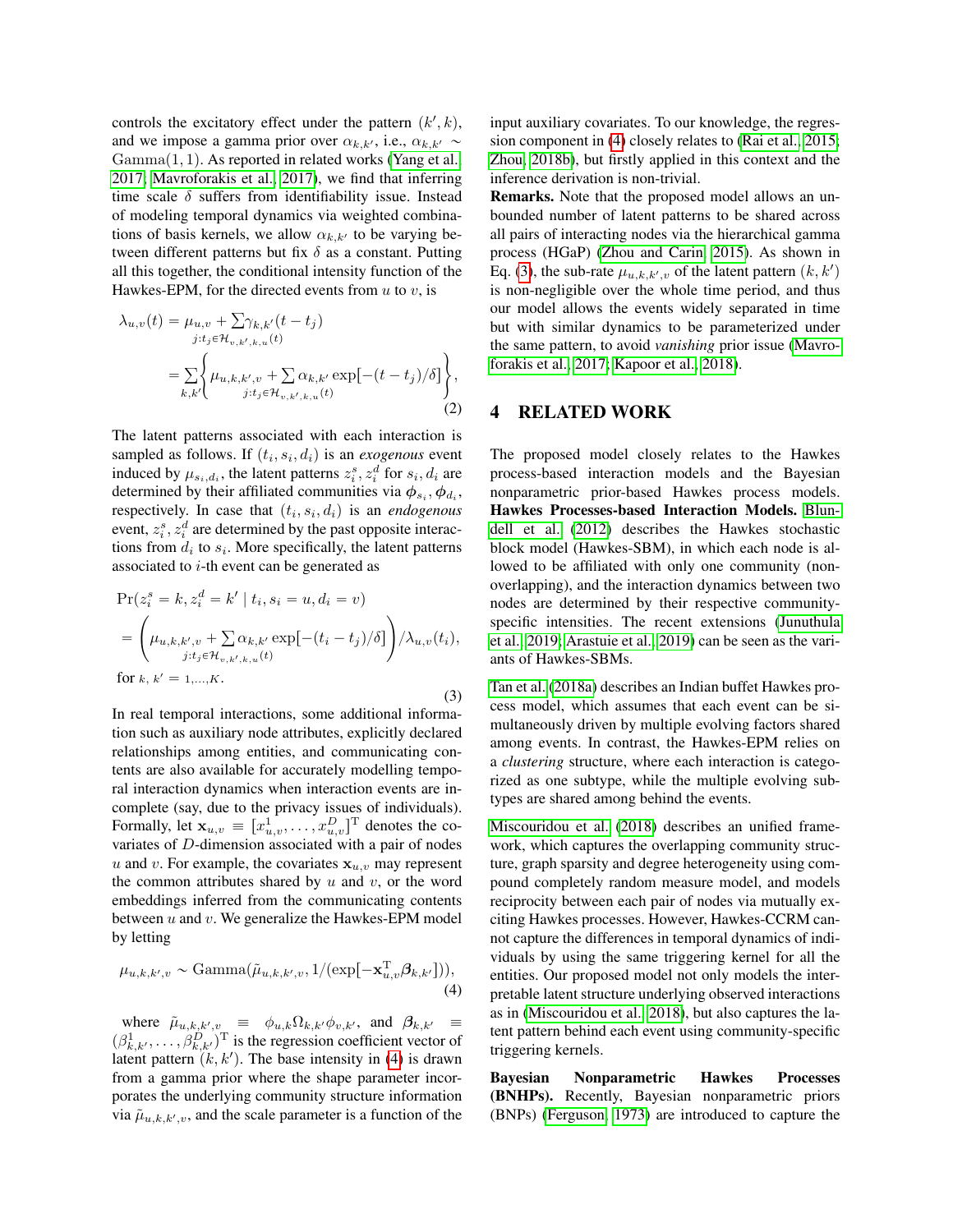controls the excitatory effect under the pattern $(k', k)$, and we impose a gamma prior over $\alpha_{k,k'}$, i.e., $\alpha_{k,k'} \sim \mathrm{Gamma}(1, 1)$. As reported in related works (Yang et al. 2017; Mavroforakis et al. 2017), we find that inferring time scale $\delta$ suffers from identifiability issue. Instead of modeling temporal dynamics via weighted combinations of basis kernels, we allow $\alpha_{k,k'}$ to be varying between different patterns but fix $\delta$ as a constant. Putting all this together, the conditional intensity function of the Hawkes-EPM, for the directed events from $u$ to $v$, is

$$
\begin{aligned}
\lambda_{u,v}(t) &= \mu_{u,v} + \sum_{j: t_j \in \mathcal{H}_{v,k',k,u}(t)} \gamma_{k,k'}(t - t_j) \\
&= \sum_{k,k'} \left\{ \mu_{u,k,k',v} + \sum_{j: t_j \in \mathcal{H}_{v,k',k,u}(t)} \alpha_{k,k'} \exp[-(t - t_j)/\delta] \right\},
\end{aligned}
\tag{2}
$$

The latent patterns associated with each interaction is sampled as follows. If $(t_i, s_i, d_i)$ is an *exogenous* event induced by $\mu_{s_i,d_i}$, the latent patterns $z_i^s, z_i^d$ for $s_i, d_i$ are determined by their affiliated communities via $\boldsymbol{\phi}_{s_i}, \boldsymbol{\phi}_{d_i}$, respectively. In case that $(t_i, s_i, d_i)$ is an *endogenous* event, $z_i^s, z_i^d$ are determined by the past opposite interactions from $d_i$ to $s_i$. More specifically, the latent patterns associated to $i$-th event can be generated as

$$
\begin{aligned}
&\Pr(z_i^s = k, z_i^d = k' \mid t_i, s_i = u, d_i = v) \\
&= \left( \mu_{u,k,k',v} + \sum_{j: t_j \in \mathcal{H}_{v,k',k,u}(t)} \alpha_{k,k'} \exp[-(t_i - t_j)/\delta] \right) / \lambda_{u,v}(t_i), \\
&\text{for } k,\, k' = 1, \ldots, K.
\end{aligned}
\tag{3}
$$

In real temporal interactions, some additional information such as auxiliary node attributes, explicitly declared relationships among entities, and communicating contents are also available for accurately modelling temporal interaction dynamics when interaction events are incomplete (say, due to the privacy issues of individuals). Formally, let $\mathbf{x}_{u,v} \equiv [x_{u,v}^1, \ldots, x_{u,v}^D]^{\mathrm{T}}$ denotes the covariates of $D$-dimension associated with a pair of nodes $u$ and $v$. For example, the covariates $\mathbf{x}_{u,v}$ may represent the common attributes shared by $u$ and $v$, or the word embeddings inferred from the communicating contents between $u$ and $v$. We generalize the Hawkes-EPM model by letting

$$
\mu_{u,k,k',v} \sim \mathrm{Gamma}(\tilde{\mu}_{u,k,k',v}, 1/(\exp[-\mathbf{x}_{u,v}^{\mathrm{T}} \boldsymbol{\beta}_{k,k'}])),
\tag{4}
$$

where $\tilde{\mu}_{u,k,k',v} \equiv \phi_{u,k} \Omega_{k,k'} \phi_{v,k'}$, and $\boldsymbol{\beta}_{k,k'} \equiv (\beta_{k,k'}^1, \ldots, \beta_{k,k'}^D)^{\mathrm{T}}$ is the regression coefficient vector of latent pattern $(k, k')$. The base intensity in (4) is drawn from a gamma prior where the shape parameter incorporates the underlying community structure information via $\tilde{\mu}_{u,k,k',v}$, and the scale parameter is a function of the input auxiliary covariates. To our knowledge, the regression component in (4) closely relates to (Rai et al. 2015; Zhou 2018b), but firstly applied in this context and the inference derivation is non-trivial.

**Remarks.** Note that the proposed model allows an unbounded number of latent patterns to be shared across all pairs of interacting nodes via the hierarchical gamma process (HGaP) (Zhou and Carin 2015). As shown in Eq. (3), the sub-rate $\mu_{u,k,k',v}$ of the latent pattern $(k, k')$ is non-negligible over the whole time period, and thus our model allows the events widely separated in time but with similar dynamics to be parameterized under the same pattern, to avoid *vanishing* prior issue (Mavroforakis et al. 2017; Kapoor et al. 2018).

## 4 RELATED WORK

The proposed model closely relates to the Hawkes process-based interaction models and the Bayesian nonparametric prior-based Hawkes process models.

**Hawkes Processes-based Interaction Models.** Blundell et al. (2012) describes the Hawkes stochastic block model (Hawkes-SBM), in which each node is allowed to be affiliated with only one community (non-overlapping), and the interaction dynamics between two nodes are determined by their respective community-specific intensities. The recent extensions (Junuthula et al. 2019; Arastuie et al. 2019) can be seen as the variants of Hawkes-SBMs.

Tan et al. (2018a) describes an Indian buffet Hawkes process model, which assumes that each event can be simultaneously driven by multiple evolving factors shared among events. In contrast, the Hawkes-EPM relies on a *clustering* structure, where each interaction is categorized as one subtype, while the multiple evolving subtypes are shared among behind the events.

Miscouridou et al. (2018) describes an unified framework, which captures the overlapping community structure, graph sparsity and degree heterogeneity using compound completely random measure model, and models reciprocity between each pair of nodes via mutually exciting Hawkes processes. However, Hawkes-CCRM cannot capture the differences in temporal dynamics of individuals by using the same triggering kernel for all the entities. Our proposed model not only models the interpretable latent structure underlying observed interactions as in (Miscouridou et al. 2018), but also captures the latent pattern behind each event using community-specific triggering kernels.

**Bayesian Nonparametric Hawkes Processes (BNHPs).** Recently, Bayesian nonparametric priors (BNPs) (Ferguson 1973) are introduced to capture the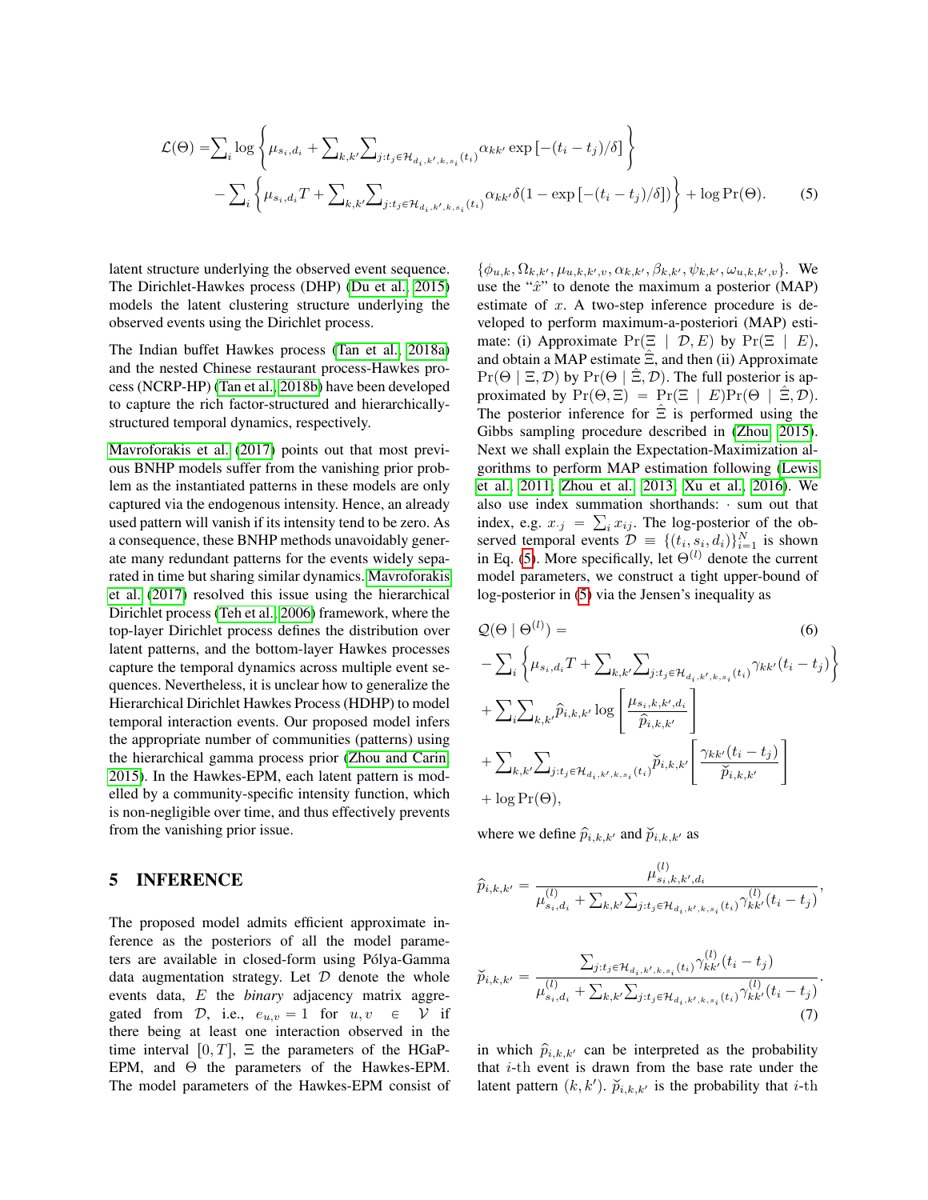$$
\begin{aligned}
\mathcal{L}(\Theta) =& \sum_i \log \left\{ \mu_{s_i,d_i} + \sum_{k,k'} \sum_{j:t_j \in \mathcal{H}_{d_i,k',k,s_i}(t_i)} \alpha_{kk'} \exp\left[-(t_i - t_j)/\delta\right] \right\} \\
& - \sum_i \left\{ \mu_{s_i,d_i} T + \sum_{k,k'} \sum_{j:t_j \in \mathcal{H}_{d_i,k',k,s_i}(t_i)} \alpha_{kk'} \delta (1 - \exp\left[-(t_i - t_j)/\delta\right]) \right\} + \log \Pr(\Theta). \qquad (5)
\end{aligned}
$$

latent structure underlying the observed event sequence. The Dirichlet-Hawkes process (DHP) (Du et al., 2015) models the latent clustering structure underlying the observed events using the Dirichlet process.

The Indian buffet Hawkes process (Tan et al., 2018a) and the nested Chinese restaurant process-Hawkes process (NCRP-HP) (Tan et al., 2018b) have been developed to capture the rich factor-structured and hierarchically-structured temporal dynamics, respectively.

Mavroforakis et al. (2017) points out that most previous BNHP models suffer from the vanishing prior problem as the instantiated patterns in these models are only captured via the endogenous intensity. Hence, an already used pattern will vanish if its intensity tend to be zero. As a consequence, these BNHP methods unavoidably generate many redundant patterns for the events widely separated in time but sharing similar dynamics. Mavroforakis et al. (2017) resolved this issue using the hierarchical Dirichlet process (Teh et al., 2006) framework, where the top-layer Dirichlet process defines the distribution over latent patterns, and the bottom-layer Hawkes processes capture the temporal dynamics across multiple event sequences. Nevertheless, it is unclear how to generalize the Hierarchical Dirichlet Hawkes Process (HDHP) to model temporal interaction events. Our proposed model infers the appropriate number of communities (patterns) using the hierarchical gamma process prior (Zhou and Carin, 2015). In the Hawkes-EPM, each latent pattern is modelled by a community-specific intensity function, which is non-negligible over time, and thus effectively prevents from the vanishing prior issue.

## 5 INFERENCE

The proposed model admits efficient approximate inference as the posteriors of all the model parameters are available in closed-form using Pólya-Gamma data augmentation strategy. Let $\mathcal{D}$ denote the whole events data, $E$ the *binary* adjacency matrix aggregated from $\mathcal{D}$, i.e., $e_{u,v} = 1$ for $u, v \in \mathcal{V}$ if there being at least one interaction observed in the time interval $[0, T]$, $\Xi$ the parameters of the HGaP-EPM, and $\Theta$ the parameters of the Hawkes-EPM. The model parameters of the Hawkes-EPM consist of $\{\phi_{u,k}, \Omega_{k,k'}, \mu_{u,k,k',v}, \alpha_{k,k'}, \beta_{k,k'}, \psi_{k,k'}, \omega_{u,k,k',v}\}$. We use the "$\hat{x}$" to denote the maximum a posterior (MAP) estimate of $x$. A two-step inference procedure is developed to perform maximum-a-posteriori (MAP) estimate: (i) Approximate $\Pr(\Xi \mid \mathcal{D}, E)$ by $\Pr(\Xi \mid E)$, and obtain a MAP estimate $\hat{\Xi}$, and then (ii) Approximate $\Pr(\Theta \mid \Xi, \mathcal{D})$ by $\Pr(\Theta \mid \hat{\Xi}, \mathcal{D})$. The full posterior is approximated by $\Pr(\Theta, \Xi) = \Pr(\Xi \mid E)\Pr(\Theta \mid \hat{\Xi}, \mathcal{D})$. The posterior inference for $\hat{\Xi}$ is performed using the Gibbs sampling procedure described in (Zhou, 2015). Next we shall explain the Expectation-Maximization algorithms to perform MAP estimation following (Lewis et al., 2011; Zhou et al., 2013; Xu et al., 2016). We also use index summation shorthands: $\cdot$ sum out that index, e.g. $x_{\cdot j} = \sum_i x_{ij}$. The log-posterior of the observed temporal events $\mathcal{D} \equiv \{(t_i, s_i, d_i)\}_{i=1}^N$ is shown in Eq. (5). More specifically, let $\Theta^{(l)}$ denote the current model parameters, we construct a tight upper-bound of log-posterior in (5) via the Jensen's inequality as

$$
\begin{aligned}
&\mathcal{Q}(\Theta \mid \Theta^{(l)}) = \qquad (6) \\
&- \sum_i \left\{ \mu_{s_i,d_i} T + \sum_{k,k'} \sum_{j:t_j \in \mathcal{H}_{d_i,k',k,s_i}(t_i)} \gamma_{kk'}(t_i - t_j) \right\} \\
&+ \sum_i \sum_{k,k'} \widehat{p}_{i,k,k'} \log \left[ \frac{\mu_{s_i,k,k',d_i}}{\widehat{p}_{i,k,k'}} \right] \\
&+ \sum_{k,k'} \sum_{j:t_j \in \mathcal{H}_{d_i,k',k,s_i}(t_i)} \breve{p}_{i,k,k'} \left[ \frac{\gamma_{kk'}(t_i - t_j)}{\breve{p}_{i,k,k'}} \right] \\
&+ \log \Pr(\Theta),
\end{aligned}
$$

where we define $\widehat{p}_{i,k,k'}$ and $\breve{p}_{i,k,k'}$ as

$$
\widehat{p}_{i,k,k'} = \frac{\mu^{(l)}_{s_i,k,k',d_i}}{\mu^{(l)}_{s_i,d_i} + \sum_{k,k'} \sum_{j:t_j \in \mathcal{H}_{d_i,k',k,s_i}(t_i)} \gamma^{(l)}_{kk'}(t_i - t_j)},
$$

$$
\breve{p}_{i,k,k'} = \frac{\sum_{j:t_j \in \mathcal{H}_{d_i,k',k,s_i}(t_i)} \gamma^{(l)}_{kk'}(t_i - t_j)}{\mu^{(l)}_{s_i,d_i} + \sum_{k,k'} \sum_{j:t_j \in \mathcal{H}_{d_i,k',k,s_i}(t_i)} \gamma^{(l)}_{kk'}(t_i - t_j)}. \qquad (7)
$$

in which $\widehat{p}_{i,k,k'}$ can be interpreted as the probability that $i$-th event is drawn from the base rate under the latent pattern $(k, k')$. $\breve{p}_{i,k,k'}$ is the probability that $i$-th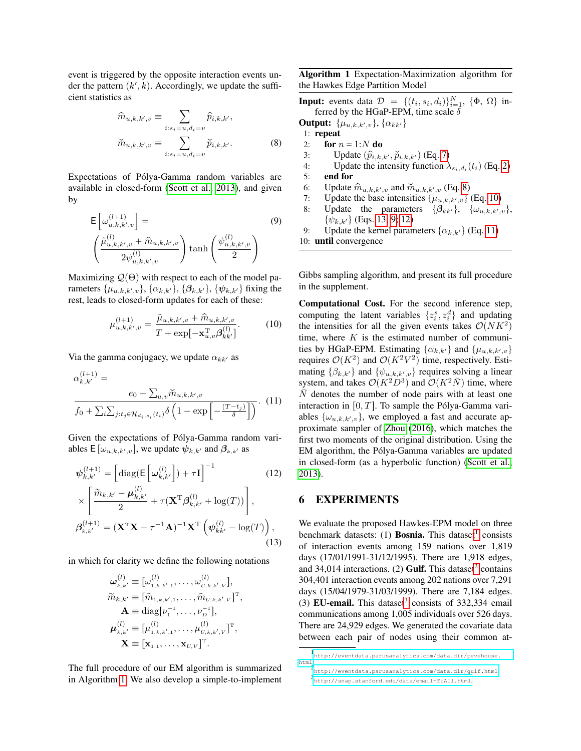event is triggered by the opposite interaction events under the pattern $(k', k)$. Accordingly, we update the sufficient statistics as

$$\widehat{m}_{u,k,k',v} \equiv \sum_{i:s_i=u,d_i=v} \widehat{p}_{i,k,k'},$$
$$\breve{m}_{u,k,k',v} \equiv \sum_{i:s_i=u,d_i=v} \breve{p}_{i,k,k'}. \tag{8}$$

Expectations of Pólya-Gamma random variables are available in closed-form (Scott et al., 2013), and given by

$$\mathsf{E}\left[\omega_{u,k,k',v}^{(l+1)}\right] = \left(\frac{\tilde{\mu}_{u,k,k',v}^{(l)} + \widehat{m}_{u,k,k',v}}{2\psi_{u,k,k',v}^{(l)}}\right) \tanh\left(\frac{\psi_{u,k,k',v}^{(l)}}{2}\right) \tag{9}$$

Maximizing $\mathcal{Q}(\Theta)$ with respect to each of the model parameters $\{\mu_{u,k,k',v}\}$, $\{\alpha_{k,k'}\}$, $\{\boldsymbol{\beta}_{k,k'}\}$, $\{\boldsymbol{\psi}_{k,k'}\}$ fixing the rest, leads to closed-form updates for each of these:

$$\mu_{u,k,k',v}^{(l+1)} = \frac{\tilde{\mu}_{u,k,k',v} + \widehat{m}_{u,k,k',v}}{T + \exp[-\mathbf{x}_{u,v}^{\mathrm{T}} \boldsymbol{\beta}_{kk'}^{(l)}]}. \tag{10}$$

Via the gamma conjugacy, we update $\alpha_{kk'}$ as

$$\alpha_{k,k'}^{(l+1)} = \frac{e_0 + \sum_{u,v} \breve{m}_{u,k,k',v}}{f_0 + \sum_i \sum_{j:t_j \in \mathcal{H}_{d_i,s_i}(t_i)} \delta\left(1 - \exp\left[-\frac{(T-t_j)}{\delta}\right]\right)}. \tag{11}$$

Given the expectations of Pólya-Gamma random variables $\mathsf{E}\left[\omega_{u,k,k',v}\right]$, we update $\boldsymbol{\psi}_{k,k'}$ and $\boldsymbol{\beta}_{k,k'}$ as

$$\boldsymbol{\psi}_{k,k'}^{(l+1)} = \left[\mathrm{diag}(\mathsf{E}\left[\boldsymbol{\omega}_{k,k'}^{(l)}\right]) + \tau \mathbf{I}\right]^{-1} \times \left[\frac{\widetilde{m}_{k,k'} - \boldsymbol{\mu}_{k,k'}^{(l)}}{2} + \tau(\mathbf{X}^{\mathrm{T}} \boldsymbol{\beta}_{k,k'}^{(l)} + \log(T))\right], \tag{12}$$

$$\boldsymbol{\beta}_{k,k'}^{(l+1)} = (\mathbf{X}^{\mathrm{T}}\mathbf{X} + \tau^{-1}\mathbf{A})^{-1}\mathbf{X}^{\mathrm{T}}\left(\boldsymbol{\psi}_{kk'}^{(l)} - \log(T)\right), \tag{13}$$

in which for clarity we define the following notations

$$\boldsymbol{\omega}_{k,k'}^{(l)} \equiv [\omega_{1,k,k',1}^{(l)}, \ldots, \omega_{U,k,k',V}^{(l)}],$$
$$\widetilde{m}_{k,k'} \equiv [\widehat{m}_{1,k,k',1}, \ldots, \widehat{m}_{U,k,k',V}]^{\mathrm{T}},$$
$$\mathbf{A} \equiv \mathrm{diag}[\nu_1^{-1}, \ldots, \nu_D^{-1}],$$
$$\boldsymbol{\mu}_{k,k'}^{(l)} \equiv [\mu_{1,k,k',1}^{(l)}, \ldots, \mu_{U,k,k',V}^{(l)}]^{\mathrm{T}},$$
$$\mathbf{X} \equiv [\mathbf{x}_{1,1}, \ldots, \mathbf{x}_{U,V}]^{\mathrm{T}}.$$

The full procedure of our EM algorithm is summarized in Algorithm 1. We also develop a simple-to-implement Gibbs sampling algorithm, and present its full procedure in the supplement.

**Algorithm 1** Expectation-Maximization algorithm for the Hawkes Edge Partition Model

**Input:** events data $\mathcal{D} = \{(t_i, s_i, d_i)\}_{i=1}^N$, $\{\Phi, \Omega\}$ inferred by the HGaP-EPM, time scale $\delta$
**Output:** $\{\mu_{u,k,k',v}\}$, $\{\alpha_{kk'}\}$

1: **repeat**
2: &nbsp;&nbsp;**for** $n = 1{:}N$ **do**
3: &nbsp;&nbsp;&nbsp;&nbsp;Update $(\widehat{p}_{i,k,k'}, \breve{p}_{i,k,k'})$ (Eq. 7)
4: &nbsp;&nbsp;&nbsp;&nbsp;Update the intensity function $\lambda_{s_i,d_i}(t_i)$ (Eq. 2)
5: &nbsp;&nbsp;**end for**
6: &nbsp;&nbsp;Update $\widehat{m}_{u,k,k',v}$ and $\breve{m}_{u,k,k',v}$ (Eq. 8)
7: &nbsp;&nbsp;Update the base intensities $\{\mu_{u,k,k',v}\}$ (Eq. 10)
8: &nbsp;&nbsp;Update the parameters $\{\boldsymbol{\beta}_{kk'}\}$, $\{\omega_{u,k,k',v}\}$, $\{\psi_{k,k'}\}$ (Eqs. 13, 9, 12)
9: &nbsp;&nbsp;Update the kernel parameters $\{\alpha_{k,k'}\}$ (Eq. 11)
10: **until** convergence

**Computational Cost.** For the second inference step, computing the latent variables $\{z_i^s, z_i^d\}$ and updating the intensities for all the given events takes $\mathcal{O}(NK^2)$ time, where $K$ is the estimated number of communities by HGaP-EPM. Estimating $\{\alpha_{k,k'}\}$ and $\{\mu_{u,k,k',v}\}$ requires $\mathcal{O}(K^2)$ and $\mathcal{O}(K^2V^2)$ time, respectively. Estimating $\{\beta_{k,k'}\}$ and $\{\psi_{u,k,k',v}\}$ requires solving a linear system, and takes $\mathcal{O}(K^2D^3)$ and $\mathcal{O}(K^2\bar{N})$ time, where $\bar{N}$ denotes the number of node pairs with at least one interaction in $[0, T]$. To sample the Pólya-Gamma variables $\{\omega_{u,k,k',v}\}$, we employed a fast and accurate approximate sampler of Zhou (2016), which matches the first two moments of the original distribution. Using the EM algorithm, the Pólya-Gamma variables are updated in closed-form (as a hyperbolic function) (Scott et al., 2013).

## 6 EXPERIMENTS

We evaluate the proposed Hawkes-EPM model on three benchmark datasets: (1) **Bosnia.** This dataset[1] consists of interaction events among 159 nations over 1,819 days (17/01/1991-31/12/1995). There are 1,918 edges, and 34,014 interactions. (2) **Gulf.** This dataset[2] contains 304,401 interaction events among 202 nations over 7,291 days (15/04/1979-31/03/1999). There are 7,184 edges. (3) **EU-email.** This dataset[3] consists of 332,334 email communications among 1,005 individuals over 526 days. There are 24,929 edges. We generated the covariate data between each pair of nodes using their common at-

[1] http://eventdata.parusanalytics.com/data.dir/pevehouse.html

[2] http://eventdata.parusanalytics.com/data.dir/gulf.html

[3] http://snap.stanford.edu/data/email-EuAll.html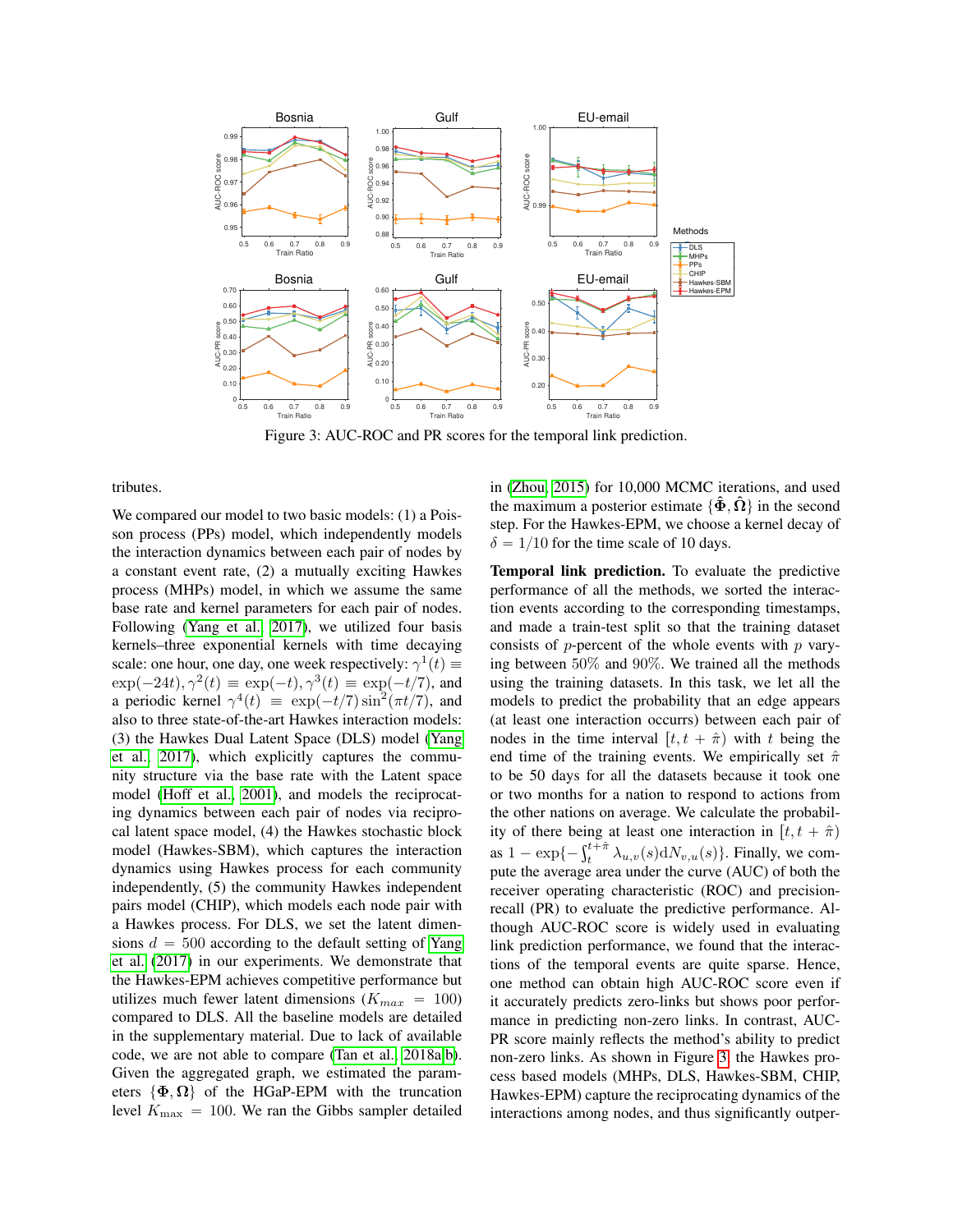Figure 3: AUC-ROC and PR scores for the temporal link prediction.

tributes.

We compared our model to two basic models: (1) a Poisson process (PPs) model, which independently models the interaction dynamics between each pair of nodes by a constant event rate, (2) a mutually exciting Hawkes process (MHPs) model, in which we assume the same base rate and kernel parameters for each pair of nodes. Following (Yang et al. 2017), we utilized four basis kernels–three exponential kernels with time decaying scale: one hour, one day, one week respectively: $\gamma^1(t) \equiv \exp(-24t), \gamma^2(t) \equiv \exp(-t), \gamma^3(t) \equiv \exp(-t/7)$, and a periodic kernel $\gamma^4(t) \equiv \exp(-t/7)\sin^2(\pi t/7)$, and also to three state-of-the-art Hawkes interaction models: (3) the Hawkes Dual Latent Space (DLS) model (Yang et al. 2017), which explicitly captures the community structure via the base rate with the Latent space model (Hoff et al. 2001), and models the reciprocating dynamics between each pair of nodes via reciprocal latent space model, (4) the Hawkes stochastic block model (Hawkes-SBM), which captures the interaction dynamics using Hawkes process for each community independently, (5) the community Hawkes independent pairs model (CHIP), which models each node pair with a Hawkes process. For DLS, we set the latent dimensions $d = 500$ according to the default setting of Yang et al. (2017) in our experiments. We demonstrate that the Hawkes-EPM achieves competitive performance but utilizes much fewer latent dimensions ($K_{max} = 100$) compared to DLS. All the baseline models are detailed in the supplementary material. Due to lack of available code, we are not able to compare (Tan et al. 2018a;b). Given the aggregated graph, we estimated the parameters $\{\boldsymbol{\Phi}, \boldsymbol{\Omega}\}$ of the HGaP-EPM with the truncation level $K_{\max} = 100$. We ran the Gibbs sampler detailed in (Zhou 2015) for 10,000 MCMC iterations, and used the maximum a posterior estimate $\{\hat{\boldsymbol{\Phi}}, \hat{\boldsymbol{\Omega}}\}$ in the second step. For the Hawkes-EPM, we choose a kernel decay of $\delta = 1/10$ for the time scale of 10 days.

**Temporal link prediction.** To evaluate the predictive performance of all the methods, we sorted the interaction events according to the corresponding timestamps, and made a train-test split so that the training dataset consists of $p$-percent of the whole events with $p$ varying between 50% and 90%. We trained all the methods using the training datasets. In this task, we let all the models to predict the probability that an edge appears (at least one interaction occurrs) between each pair of nodes in the time interval $[t, t + \hat{\pi})$ with $t$ being the end time of the training events. We empirically set $\hat{\pi}$ to be 50 days for all the datasets because it took one or two months for a nation to respond to actions from the other nations on average. We calculate the probability of there being at least one interaction in $[t, t + \hat{\pi})$ as $1 - \exp\{-\int_t^{t+\hat{\pi}} \lambda_{u,v}(s)\mathrm{d}N_{v,u}(s)\}$. Finally, we compute the average area under the curve (AUC) of both the receiver operating characteristic (ROC) and precision-recall (PR) to evaluate the predictive performance. Although AUC-ROC score is widely used in evaluating link prediction performance, we found that the interactions of the temporal events are quite sparse. Hence, one method can obtain high AUC-ROC score even if it accurately predicts zero-links but shows poor performance in predicting non-zero links. In contrast, AUC-PR score mainly reflects the method's ability to predict non-zero links. As shown in Figure 3, the Hawkes process based models (MHPs, DLS, Hawkes-SBM, CHIP, Hawkes-EPM) capture the reciprocating dynamics of the interactions among nodes, and thus significantly outper-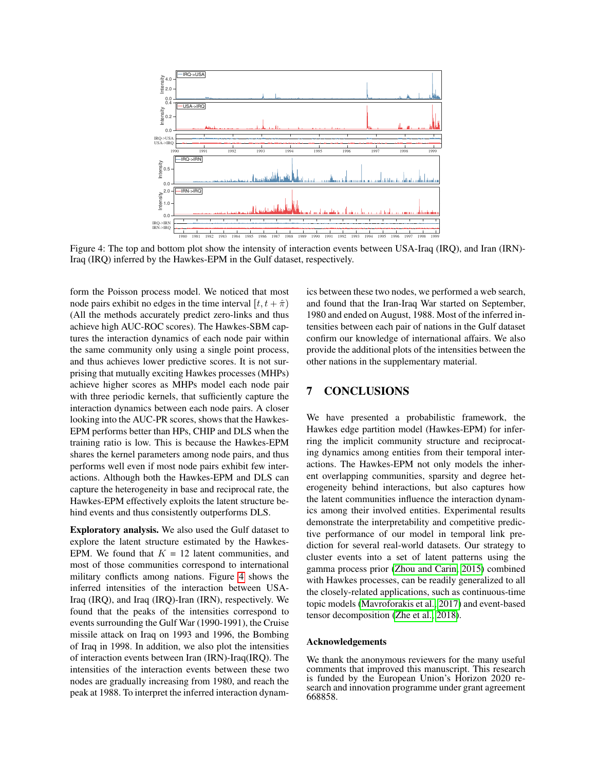Figure 4: The top and bottom plot show the intensity of interaction events between USA-Iraq (IRQ), and Iran (IRN)-Iraq (IRQ) inferred by the Hawkes-EPM in the Gulf dataset, respectively.

form the Poisson process model. We noticed that most node pairs exhibit no edges in the time interval $[t, t + \hat{\pi})$ (All the methods accurately predict zero-links and thus achieve high AUC-ROC scores). The Hawkes-SBM captures the interaction dynamics of each node pair within the same community only using a single point process, and thus achieves lower predictive scores. It is not surprising that mutually exciting Hawkes processes (MHPs) achieve higher scores as MHPs model each node pair with three periodic kernels, that sufficiently capture the interaction dynamics between each node pairs. A closer looking into the AUC-PR scores, shows that the Hawkes-EPM performs better than HPs, CHIP and DLS when the training ratio is low. This is because the Hawkes-EPM shares the kernel parameters among node pairs, and thus performs well even if most node pairs exhibit few interactions. Although both the Hawkes-EPM and DLS can capture the heterogeneity in base and reciprocal rate, the Hawkes-EPM effectively exploits the latent structure behind events and thus consistently outperforms DLS.

**Exploratory analysis.** We also used the Gulf dataset to explore the latent structure estimated by the Hawkes-EPM. We found that $K = 12$ latent communities, and most of those communities correspond to international military conflicts among nations. Figure 4 shows the inferred intensities of the interaction between USA-Iraq (IRQ), and Iraq (IRQ)-Iran (IRN), respectively. We found that the peaks of the intensities correspond to events surrounding the Gulf War (1990-1991), the Cruise missile attack on Iraq on 1993 and 1996, the Bombing of Iraq in 1998. In addition, we also plot the intensities of interaction events between Iran (IRN)-Iraq(IRQ). The intensities of the interaction events between these two nodes are gradually increasing from 1980, and reach the peak at 1988. To interpret the inferred interaction dynamics between these two nodes, we performed a web search, and found that the Iran-Iraq War started on September, 1980 and ended on August, 1988. Most of the inferred intensities between each pair of nations in the Gulf dataset confirm our knowledge of international affairs. We also provide the additional plots of the intensities between the other nations in the supplementary material.

## 7 CONCLUSIONS

We have presented a probabilistic framework, the Hawkes edge partition model (Hawkes-EPM) for inferring the implicit community structure and reciprocating dynamics among entities from their temporal interactions. The Hawkes-EPM not only models the inherent overlapping communities, sparsity and degree heterogeneity behind interactions, but also captures how the latent communities influence the interaction dynamics among their involved entities. Experimental results demonstrate the interpretability and competitive predictive performance of our model in temporal link prediction for several real-world datasets. Our strategy to cluster events into a set of latent patterns using the gamma process prior (Zhou and Carin, 2015) combined with Hawkes processes, can be readily generalized to all the closely-related applications, such as continuous-time topic models (Mavroforakis et al., 2017) and event-based tensor decomposition (Zhe et al., 2018).

### Acknowledgements

We thank the anonymous reviewers for the many useful comments that improved this manuscript. This research is funded by the European Union's Horizon 2020 research and innovation programme under grant agreement 668858.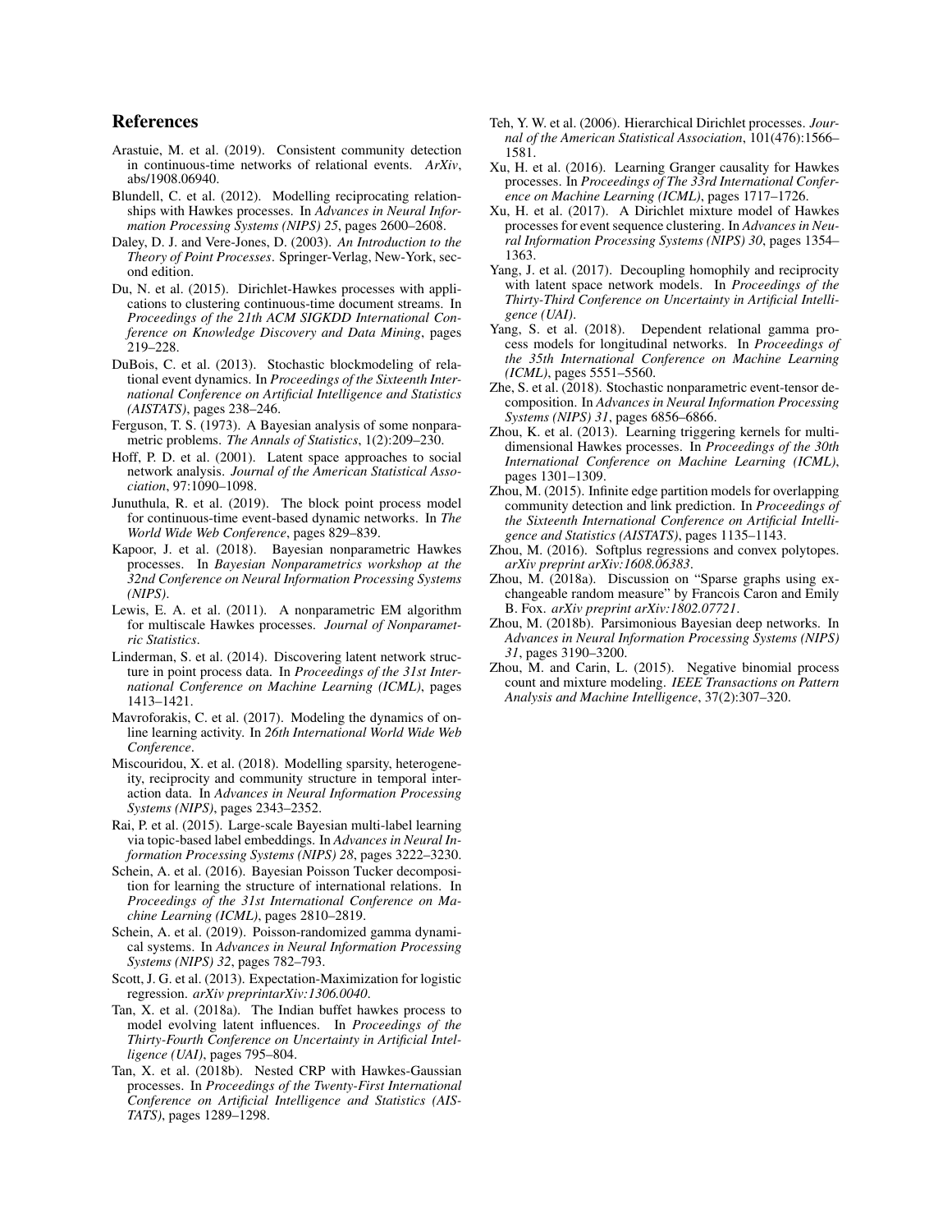## References

Arastuie, M. et al. (2019). Consistent community detection in continuous-time networks of relational events. *ArXiv*, abs/1908.06940.

Blundell, C. et al. (2012). Modelling reciprocating relationships with Hawkes processes. In *Advances in Neural Information Processing Systems (NIPS) 25*, pages 2600–2608.

Daley, D. J. and Vere-Jones, D. (2003). *An Introduction to the Theory of Point Processes*. Springer-Verlag, New-York, second edition.

Du, N. et al. (2015). Dirichlet-Hawkes processes with applications to clustering continuous-time document streams. In *Proceedings of the 21th ACM SIGKDD International Conference on Knowledge Discovery and Data Mining*, pages 219–228.

DuBois, C. et al. (2013). Stochastic blockmodeling of relational event dynamics. In *Proceedings of the Sixteenth International Conference on Artificial Intelligence and Statistics (AISTATS)*, pages 238–246.

Ferguson, T. S. (1973). A Bayesian analysis of some nonparametric problems. *The Annals of Statistics*, 1(2):209–230.

Hoff, P. D. et al. (2001). Latent space approaches to social network analysis. *Journal of the American Statistical Association*, 97:1090–1098.

Junuthula, R. et al. (2019). The block point process model for continuous-time event-based dynamic networks. In *The World Wide Web Conference*, pages 829–839.

Kapoor, J. et al. (2018). Bayesian nonparametric Hawkes processes. In *Bayesian Nonparametrics workshop at the 32nd Conference on Neural Information Processing Systems (NIPS)*.

Lewis, E. A. et al. (2011). A nonparametric EM algorithm for multiscale Hawkes processes. *Journal of Nonparametric Statistics*.

Linderman, S. et al. (2014). Discovering latent network structure in point process data. In *Proceedings of the 31st International Conference on Machine Learning (ICML)*, pages 1413–1421.

Mavroforakis, C. et al. (2017). Modeling the dynamics of online learning activity. In *26th International World Wide Web Conference*.

Miscouridou, X. et al. (2018). Modelling sparsity, heterogeneity, reciprocity and community structure in temporal interaction data. In *Advances in Neural Information Processing Systems (NIPS)*, pages 2343–2352.

Rai, P. et al. (2015). Large-scale Bayesian multi-label learning via topic-based label embeddings. In *Advances in Neural Information Processing Systems (NIPS) 28*, pages 3222–3230.

Schein, A. et al. (2016). Bayesian Poisson Tucker decomposition for learning the structure of international relations. In *Proceedings of the 31st International Conference on Machine Learning (ICML)*, pages 2810–2819.

Schein, A. et al. (2019). Poisson-randomized gamma dynamical systems. In *Advances in Neural Information Processing Systems (NIPS) 32*, pages 782–793.

Scott, J. G. et al. (2013). Expectation-Maximization for logistic regression. *arXiv preprintarXiv:1306.0040*.

Tan, X. et al. (2018a). The Indian buffet hawkes process to model evolving latent influences. In *Proceedings of the Thirty-Fourth Conference on Uncertainty in Artificial Intelligence (UAI)*, pages 795–804.

Tan, X. et al. (2018b). Nested CRP with Hawkes-Gaussian processes. In *Proceedings of the Twenty-First International Conference on Artificial Intelligence and Statistics (AISTATS)*, pages 1289–1298.

Teh, Y. W. et al. (2006). Hierarchical Dirichlet processes. *Journal of the American Statistical Association*, 101(476):1566–1581.

Xu, H. et al. (2016). Learning Granger causality for Hawkes processes. In *Proceedings of The 33rd International Conference on Machine Learning (ICML)*, pages 1717–1726.

Xu, H. et al. (2017). A Dirichlet mixture model of Hawkes processes for event sequence clustering. In *Advances in Neural Information Processing Systems (NIPS) 30*, pages 1354–1363.

Yang, J. et al. (2017). Decoupling homophily and reciprocity with latent space network models. In *Proceedings of the Thirty-Third Conference on Uncertainty in Artificial Intelligence (UAI)*.

Yang, S. et al. (2018). Dependent relational gamma process models for longitudinal networks. In *Proceedings of the 35th International Conference on Machine Learning (ICML)*, pages 5551–5560.

Zhe, S. et al. (2018). Stochastic nonparametric event-tensor decomposition. In *Advances in Neural Information Processing Systems (NIPS) 31*, pages 6856–6866.

Zhou, K. et al. (2013). Learning triggering kernels for multi-dimensional Hawkes processes. In *Proceedings of the 30th International Conference on Machine Learning (ICML)*, pages 1301–1309.

Zhou, M. (2015). Infinite edge partition models for overlapping community detection and link prediction. In *Proceedings of the Sixteenth International Conference on Artificial Intelligence and Statistics (AISTATS)*, pages 1135–1143.

Zhou, M. (2016). Softplus regressions and convex polytopes. *arXiv preprint arXiv:1608.06383*.

Zhou, M. (2018a). Discussion on "Sparse graphs using exchangeable random measure" by Francois Caron and Emily B. Fox. *arXiv preprint arXiv:1802.07721*.

Zhou, M. (2018b). Parsimonious Bayesian deep networks. In *Advances in Neural Information Processing Systems (NIPS) 31*, pages 3190–3200.

Zhou, M. and Carin, L. (2015). Negative binomial process count and mixture modeling. *IEEE Transactions on Pattern Analysis and Machine Intelligence*, 37(2):307–320.